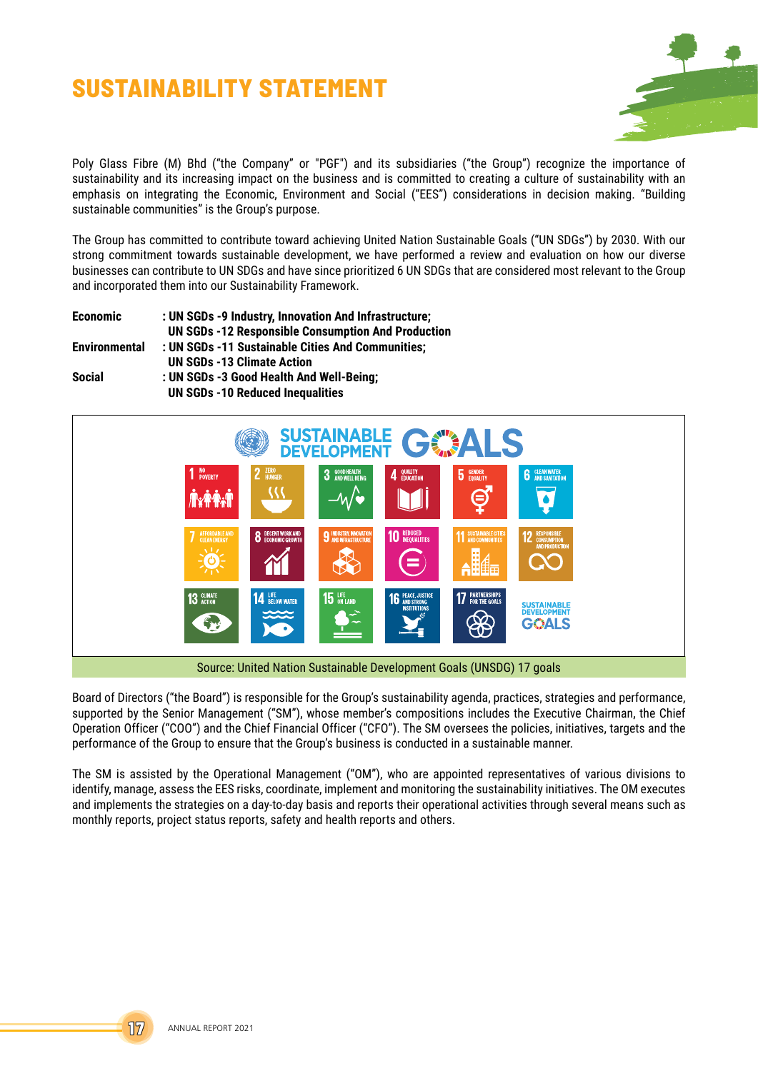# SUSTAINABILITY STATEMENT

Poly Glass Fibre (M) Bhd ("the Company" or "PGF") and its subsidiaries ("the Group") recognize the importance of sustainability and its increasing impact on the business and is committed to creating a culture of sustainability with an emphasis on integrating the Economic, Environment and Social ("EES") considerations in decision making. "Building sustainable communities" is the Group's purpose.

The Group has committed to contribute toward achieving United Nation Sustainable Goals ("UN SDGs") by 2030. With our strong commitment towards sustainable development, we have performed a review and evaluation on how our diverse businesses can contribute to UN SDGs and have since prioritized 6 UN SDGs that are considered most relevant to the Group and incorporated them into our Sustainability Framework.

| | |
|---|---|
| **Economic** | **: UN SDGs -9 Industry, Innovation And Infrastructure;** |
| | **UN SDGs -12 Responsible Consumption And Production** |
| **Environmental** | **: UN SDGs -11 Sustainable Cities And Communities;** |
| | **UN SDGs -13 Climate Action** |
| **Social** | **: UN SDGs -3 Good Health And Well-Being;** |
| | **UN SDGs -10 Reduced Inequalities** |

Source: United Nation Sustainable Development Goals (UNSDG) 17 goals

Board of Directors ("the Board") is responsible for the Group's sustainability agenda, practices, strategies and performance, supported by the Senior Management ("SM"), whose member's compositions includes the Executive Chairman, the Chief Operation Officer ("COO") and the Chief Financial Officer ("CFO"). The SM oversees the policies, initiatives, targets and the performance of the Group to ensure that the Group's business is conducted in a sustainable manner.

The SM is assisted by the Operational Management ("OM"), who are appointed representatives of various divisions to identify, manage, assess the EES risks, coordinate, implement and monitoring the sustainability initiatives. The OM executes and implements the strategies on a day-to-day basis and reports their operational activities through several means such as monthly reports, project status reports, safety and health reports and others.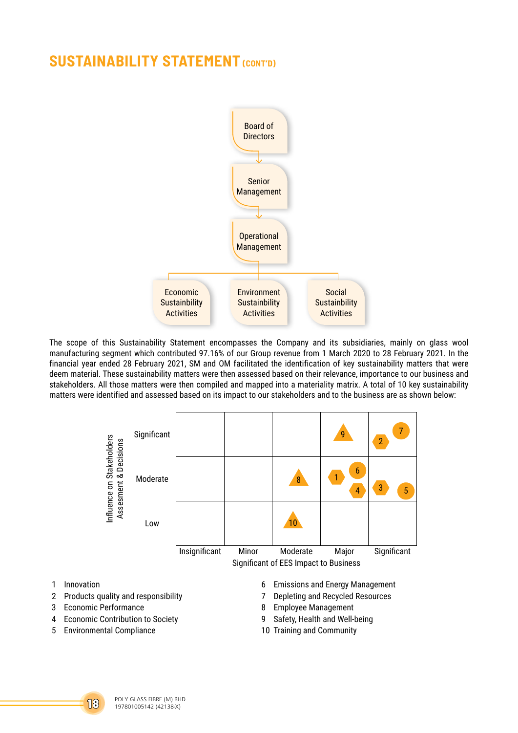## SUSTAINABILITY STATEMENT (CONT'D)

Board of Directors
↓
Senior Management
↓
Operational Management
↓

| Economic Sustainability Activities | Environment Sustainability Activities | Social Sustainability Activities |
|---|---|---|

The scope of this Sustainability Statement encompasses the Company and its subsidiaries, mainly on glass wool manufacturing segment which contributed 97.16% of our Group revenue from 1 March 2020 to 28 February 2021. In the financial year ended 28 February 2021, SM and OM facilitated the identification of key sustainability matters that were deem material. These sustainability matters were then assessed based on their relevance, importance to our business and stakeholders. All those matters were then compiled and mapped into a materiality matrix. A total of 10 key sustainability matters were identified and assessed based on its impact to our stakeholders and to the business are as shown below:

| Influence on Stakeholders Assesment & Decisions | Insignificant | Minor | Moderate | Major | Significant |
|---|---|---|---|---|---|
| Significant | | | | 9 | 2, 7 |
| Moderate | | | 8 | 1, 4, 6 | 3, 5 |
| Low | | | 10 | | |

Significant of EES Impact to Business

1. Innovation
2. Products quality and responsibility
3. Economic Performance
4. Economic Contribution to Society
5. Environmental Compliance
6. Emissions and Energy Management
7. Depleting and Recycled Resources
8. Employee Management
9. Safety, Health and Well-being
10. Training and Community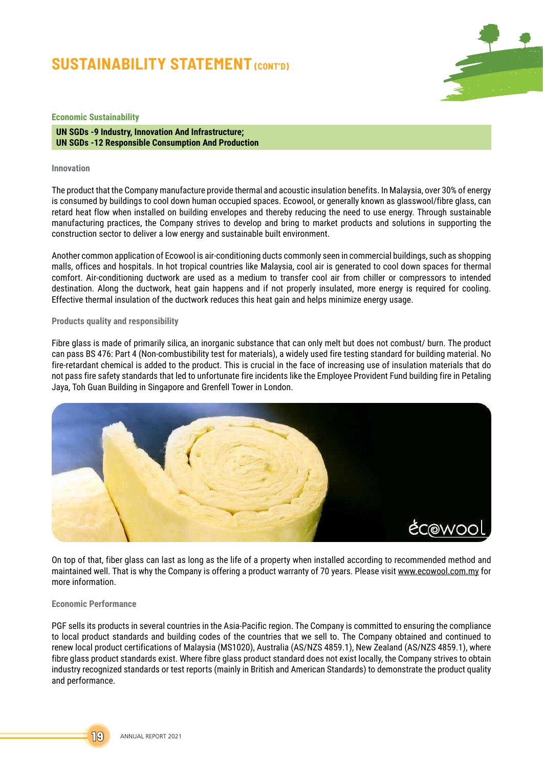# SUSTAINABILITY STATEMENT (CONT'D)

## Economic Sustainability

**UN SGDs -9 Industry, Innovation And Infrastructure;**
**UN SGDs -12 Responsible Consumption And Production**

### Innovation

The product that the Company manufacture provide thermal and acoustic insulation benefits. In Malaysia, over 30% of energy is consumed by buildings to cool down human occupied spaces. Ecowool, or generally known as glasswool/fibre glass, can retard heat flow when installed on building envelopes and thereby reducing the need to use energy. Through sustainable manufacturing practices, the Company strives to develop and bring to market products and solutions in supporting the construction sector to deliver a low energy and sustainable built environment.

Another common application of Ecowool is air-conditioning ducts commonly seen in commercial buildings, such as shopping malls, offices and hospitals. In hot tropical countries like Malaysia, cool air is generated to cool down spaces for thermal comfort. Air-conditioning ductwork are used as a medium to transfer cool air from chiller or compressors to intended destination. Along the ductwork, heat gain happens and if not properly insulated, more energy is required for cooling. Effective thermal insulation of the ductwork reduces this heat gain and helps minimize energy usage.

### Products quality and responsibility

Fibre glass is made of primarily silica, an inorganic substance that can only melt but does not combust/ burn. The product can pass BS 476: Part 4 (Non-combustibility test for materials), a widely used fire testing standard for building material. No fire-retardant chemical is added to the product. This is crucial in the face of increasing use of insulation materials that do not pass fire safety standards that led to unfortunate fire incidents like the Employee Provident Fund building fire in Petaling Jaya, Toh Guan Building in Singapore and Grenfell Tower in London.

On top of that, fiber glass can last as long as the life of a property when installed according to recommended method and maintained well. That is why the Company is offering a product warranty of 70 years. Please visit www.ecowool.com.my for more information.

### Economic Performance

PGF sells its products in several countries in the Asia-Pacific region. The Company is committed to ensuring the compliance to local product standards and building codes of the countries that we sell to. The Company obtained and continued to renew local product certifications of Malaysia (MS1020), Australia (AS/NZS 4859.1), New Zealand (AS/NZS 4859.1), where fibre glass product standards exist. Where fibre glass product standard does not exist locally, the Company strives to obtain industry recognized standards or test reports (mainly in British and American Standards) to demonstrate the product quality and performance.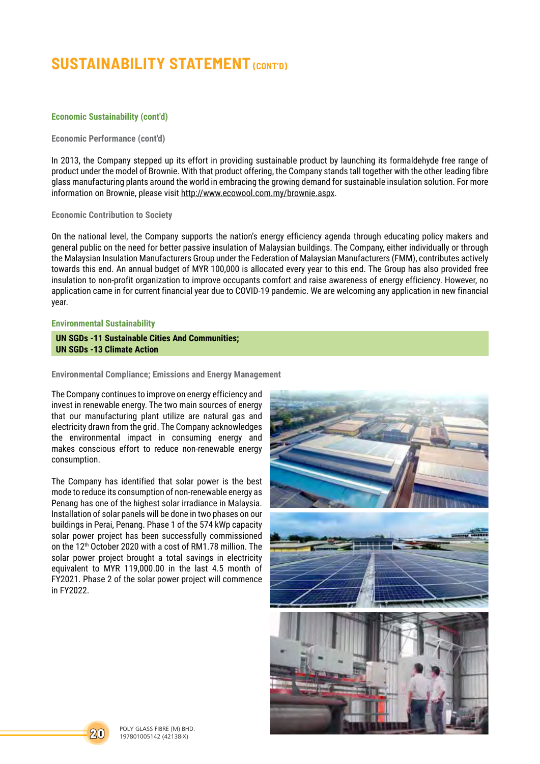# SUSTAINABILITY STATEMENT (CONT'D)

### Economic Sustainability (cont'd)

#### Economic Performance (cont'd)

In 2013, the Company stepped up its effort in providing sustainable product by launching its formaldehyde free range of product under the model of Brownie. With that product offering, the Company stands tall together with the other leading fibre glass manufacturing plants around the world in embracing the growing demand for sustainable insulation solution. For more information on Brownie, please visit http://www.ecowool.com.my/brownie.aspx.

#### Economic Contribution to Society

On the national level, the Company supports the nation's energy efficiency agenda through educating policy makers and general public on the need for better passive insulation of Malaysian buildings. The Company, either individually or through the Malaysian Insulation Manufacturers Group under the Federation of Malaysian Manufacturers (FMM), contributes actively towards this end. An annual budget of MYR 100,000 is allocated every year to this end. The Group has also provided free insulation to non-profit organization to improve occupants comfort and raise awareness of energy efficiency. However, no application came in for current financial year due to COVID-19 pandemic. We are welcoming any application in new financial year.

### Environmental Sustainability

**UN SGDs -11 Sustainable Cities And Communities;**
**UN SGDs -13 Climate Action**

#### Environmental Compliance; Emissions and Energy Management

The Company continues to improve on energy efficiency and invest in renewable energy. The two main sources of energy that our manufacturing plant utilize are natural gas and electricity drawn from the grid. The Company acknowledges the environmental impact in consuming energy and makes conscious effort to reduce non-renewable energy consumption.

The Company has identified that solar power is the best mode to reduce its consumption of non-renewable energy as Penang has one of the highest solar irradiance in Malaysia. Installation of solar panels will be done in two phases on our buildings in Perai, Penang. Phase 1 of the 574 kWp capacity solar power project has been successfully commissioned on the 12th October 2020 with a cost of RM1.78 million. The solar power project brought a total savings in electricity equivalent to MYR 119,000.00 in the last 4.5 month of FY2021. Phase 2 of the solar power project will commence in FY2022.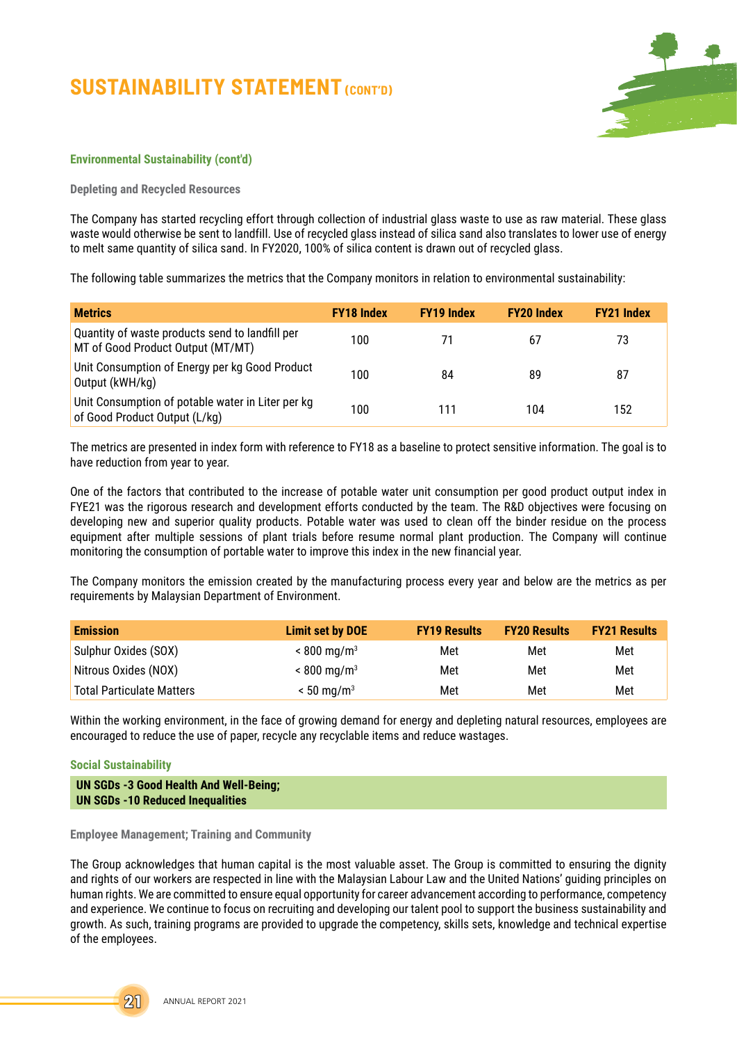# SUSTAINABILITY STATEMENT (CONT'D)

## Environmental Sustainability (cont'd)

### Depleting and Recycled Resources

The Company has started recycling effort through collection of industrial glass waste to use as raw material. These glass waste would otherwise be sent to landfill. Use of recycled glass instead of silica sand also translates to lower use of energy to melt same quantity of silica sand. In FY2020, 100% of silica content is drawn out of recycled glass.

The following table summarizes the metrics that the Company monitors in relation to environmental sustainability:

| Metrics | FY18 Index | FY19 Index | FY20 Index | FY21 Index |
|---|---|---|---|---|
| Quantity of waste products send to landfill per MT of Good Product Output (MT/MT) | 100 | 71 | 67 | 73 |
| Unit Consumption of Energy per kg Good Product Output (kWH/kg) | 100 | 84 | 89 | 87 |
| Unit Consumption of potable water in Liter per kg of Good Product Output (L/kg) | 100 | 111 | 104 | 152 |

The metrics are presented in index form with reference to FY18 as a baseline to protect sensitive information. The goal is to have reduction from year to year.

One of the factors that contributed to the increase of potable water unit consumption per good product output index in FYE21 was the rigorous research and development efforts conducted by the team. The R&D objectives were focusing on developing new and superior quality products. Potable water was used to clean off the binder residue on the process equipment after multiple sessions of plant trials before resume normal plant production. The Company will continue monitoring the consumption of portable water to improve this index in the new financial year.

The Company monitors the emission created by the manufacturing process every year and below are the metrics as per requirements by Malaysian Department of Environment.

| Emission | Limit set by DOE | FY19 Results | FY20 Results | FY21 Results |
|---|---|---|---|---|
| Sulphur Oxides (SOX) | < 800 $mg/m^3$ | Met | Met | Met |
| Nitrous Oxides (NOX) | < 800 $mg/m^3$ | Met | Met | Met |
| Total Particulate Matters | < 50 $mg/m^3$ | Met | Met | Met |

Within the working environment, in the face of growing demand for energy and depleting natural resources, employees are encouraged to reduce the use of paper, recycle any recyclable items and reduce wastages.

## Social Sustainability

**UN SGDs -3 Good Health And Well-Being;**
**UN SGDs -10 Reduced Inequalities**

### Employee Management; Training and Community

The Group acknowledges that human capital is the most valuable asset. The Group is committed to ensuring the dignity and rights of our workers are respected in line with the Malaysian Labour Law and the United Nations' guiding principles on human rights. We are committed to ensure equal opportunity for career advancement according to performance, competency and experience. We continue to focus on recruiting and developing our talent pool to support the business sustainability and growth. As such, training programs are provided to upgrade the competency, skills sets, knowledge and technical expertise of the employees.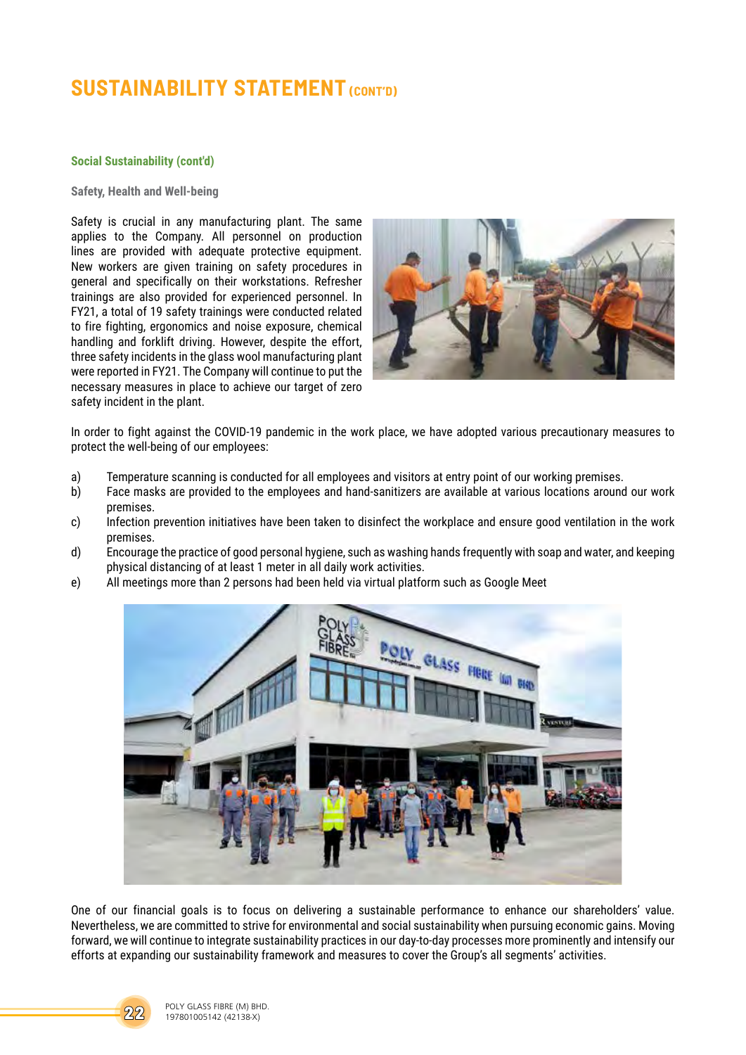# SUSTAINABILITY STATEMENT (CONT'D)

### Social Sustainability (cont'd)

#### Safety, Health and Well-being

Safety is crucial in any manufacturing plant. The same applies to the Company. All personnel on production lines are provided with adequate protective equipment. New workers are given training on safety procedures in general and specifically on their workstations. Refresher trainings are also provided for experienced personnel. In FY21, a total of 19 safety trainings were conducted related to fire fighting, ergonomics and noise exposure, chemical handling and forklift driving. However, despite the effort, three safety incidents in the glass wool manufacturing plant were reported in FY21. The Company will continue to put the necessary measures in place to achieve our target of zero safety incident in the plant.

In order to fight against the COVID-19 pandemic in the work place, we have adopted various precautionary measures to protect the well-being of our employees:

a) Temperature scanning is conducted for all employees and visitors at entry point of our working premises.
b) Face masks are provided to the employees and hand-sanitizers are available at various locations around our work premises.
c) Infection prevention initiatives have been taken to disinfect the workplace and ensure good ventilation in the work premises.
d) Encourage the practice of good personal hygiene, such as washing hands frequently with soap and water, and keeping physical distancing of at least 1 meter in all daily work activities.
e) All meetings more than 2 persons had been held via virtual platform such as Google Meet

One of our financial goals is to focus on delivering a sustainable performance to enhance our shareholders' value. Nevertheless, we are committed to strive for environmental and social sustainability when pursuing economic gains. Moving forward, we will continue to integrate sustainability practices in our day-to-day processes more prominently and intensify our efforts at expanding our sustainability framework and measures to cover the Group's all segments' activities.